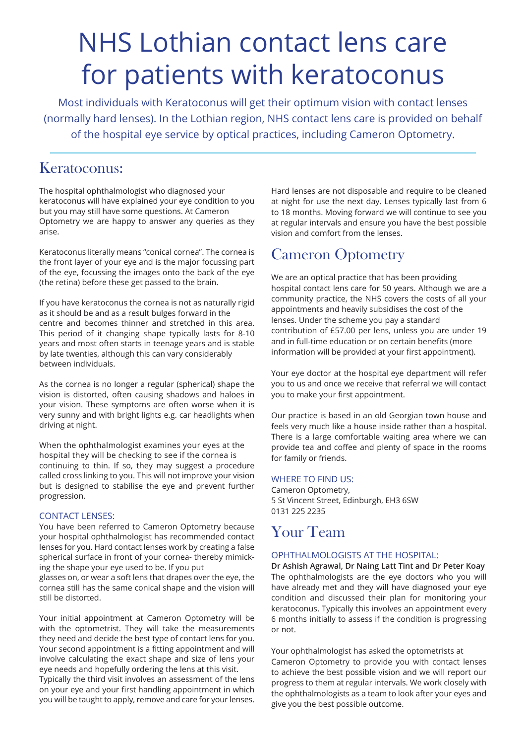# NHS Lothian contact lens care for patients with keratoconus

Most individuals with Keratoconus will get their optimum vision with contact lenses (normally hard lenses). In the Lothian region, NHS contact lens care is provided on behalf of the hospital eye service by optical practices, including Cameron Optometry.

## Keratoconus:

The hospital ophthalmologist who diagnosed your keratoconus will have explained your eye condition to you but you may still have some questions. At Cameron Optometry we are happy to answer any queries as they arise.

Keratoconus literally means "conical cornea". The cornea is the front layer of your eye and is the major focussing part of the eye, focussing the images onto the back of the eye (the retina) before these get passed to the brain.

If you have keratoconus the cornea is not as naturally rigid as it should be and as a result bulges forward in the centre and becomes thinner and stretched in this area. This period of it changing shape typically lasts for 8-10 years and most often starts in teenage years and is stable by late twenties, although this can vary considerably between individuals.

As the cornea is no longer a regular (spherical) shape the vision is distorted, often causing shadows and haloes in your vision. These symptoms are often worse when it is very sunny and with bright lights e.g. car headlights when driving at night.

When the ophthalmologist examines your eyes at the hospital they will be checking to see if the cornea is continuing to thin. If so, they may suggest a procedure called cross linking to you. This will not improve your vision but is designed to stabilise the eye and prevent further progression.

### CONTACT LENSES:

You have been referred to Cameron Optometry because your hospital ophthalmologist has recommended contact lenses for you. Hard contact lenses work by creating a false spherical surface in front of your cornea- thereby mimicking the shape your eye used to be. If you put glasses on, or wear a soft lens that drapes over the eye, the cornea still has the same conical shape and the vision will still be distorted.

Your initial appointment at Cameron Optometry will be with the optometrist. They will take the measurements they need and decide the best type of contact lens for you. Your second appointment is a fitting appointment and will involve calculating the exact shape and size of lens your eye needs and hopefully ordering the lens at this visit. Typically the third visit involves an assessment of the lens on your eye and your first handling appointment in which you will be taught to apply, remove and care for your lenses.

Hard lenses are not disposable and require to be cleaned at night for use the next day. Lenses typically last from 6 to 18 months. Moving forward we will continue to see you at regular intervals and ensure you have the best possible vision and comfort from the lenses.

## Cameron Optometry

We are an optical practice that has been providing hospital contact lens care for 50 years. Although we are a community practice, the NHS covers the costs of all your appointments and heavily subsidises the cost of the lenses. Under the scheme you pay a standard contribution of £57.00 per lens, unless you are under 19 and in full-time education or on certain benefits (more information will be provided at your first appointment).

Your eye doctor at the hospital eye department will refer you to us and once we receive that referral we will contact you to make your first appointment.

Our practice is based in an old Georgian town house and feels very much like a house inside rather than a hospital. There is a large comfortable waiting area where we can provide tea and coffee and plenty of space in the rooms for family or friends.

### WHERE TO FIND US:

Cameron Optometry,
5 St Vincent Street, Edinburgh, EH3 6SW
0131 225 2235

## Your Team

### OPHTHALMOLOGISTS AT THE HOSPITAL:

**Dr Ashish Agrawal, Dr Naing Latt Tint and Dr Peter Koay**

The ophthalmologists are the eye doctors who you will have already met and they will have diagnosed your eye condition and discussed their plan for monitoring your keratoconus. Typically this involves an appointment every 6 months initially to assess if the condition is progressing or not.

Your ophthalmologist has asked the optometrists at Cameron Optometry to provide you with contact lenses to achieve the best possible vision and we will report our progress to them at regular intervals. We work closely with the ophthalmologists as a team to look after your eyes and give you the best possible outcome.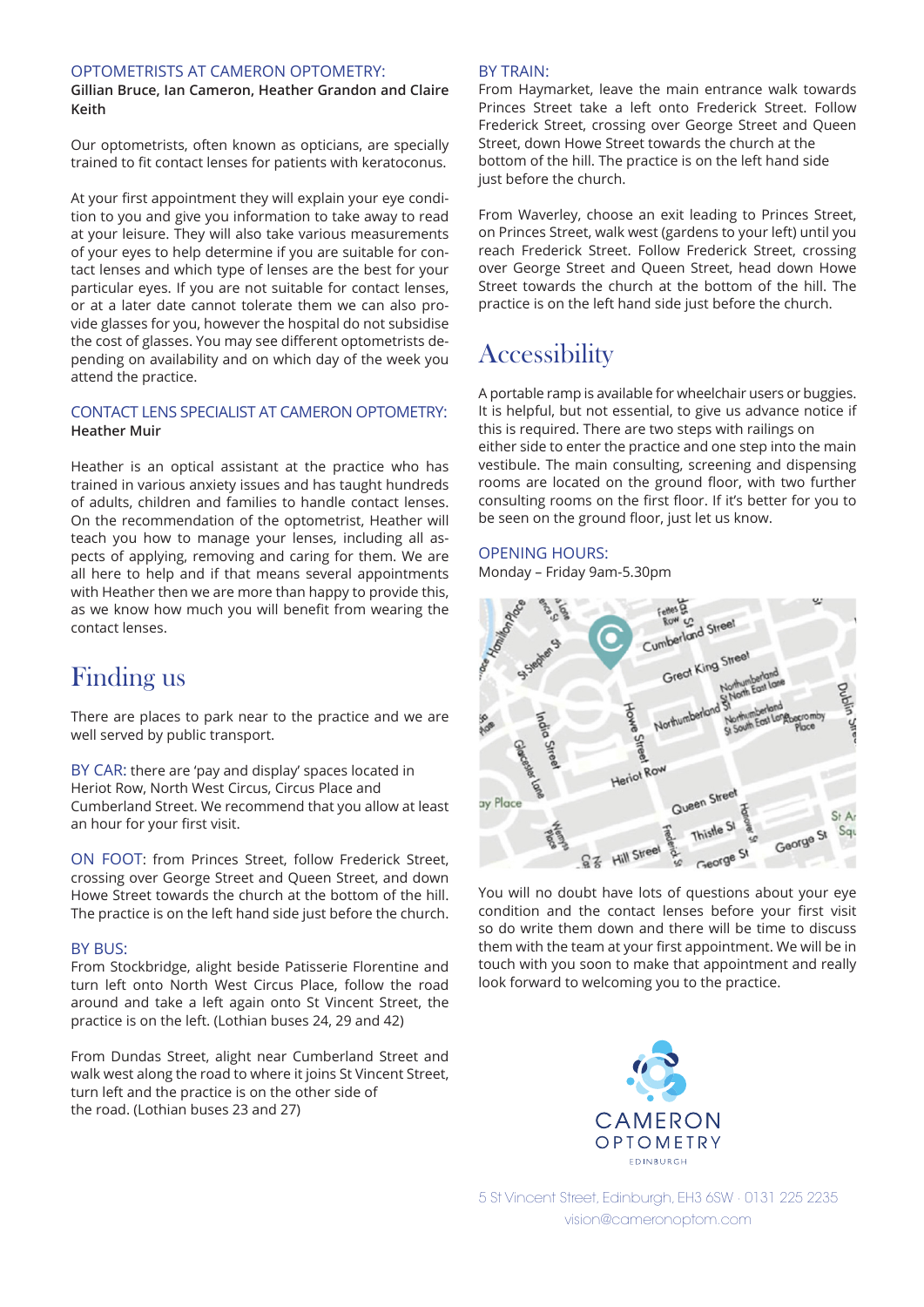OPTOMETRISTS AT CAMERON OPTOMETRY:

**Gillian Bruce, Ian Cameron, Heather Grandon and Claire Keith**

Our optometrists, often known as opticians, are specially trained to fit contact lenses for patients with keratoconus.

At your first appointment they will explain your eye condition to you and give you information to take away to read at your leisure. They will also take various measurements of your eyes to help determine if you are suitable for contact lenses and which type of lenses are the best for your particular eyes. If you are not suitable for contact lenses, or at a later date cannot tolerate them we can also provide glasses for you, however the hospital do not subsidise the cost of glasses. You may see different optometrists depending on availability and on which day of the week you attend the practice.

CONTACT LENS SPECIALIST AT CAMERON OPTOMETRY:

**Heather Muir**

Heather is an optical assistant at the practice who has trained in various anxiety issues and has taught hundreds of adults, children and families to handle contact lenses. On the recommendation of the optometrist, Heather will teach you how to manage your lenses, including all aspects of applying, removing and caring for them. We are all here to help and if that means several appointments with Heather then we are more than happy to provide this, as we know how much you will benefit from wearing the contact lenses.

# Finding us

There are places to park near to the practice and we are well served by public transport.

BY CAR: there are 'pay and display' spaces located in Heriot Row, North West Circus, Circus Place and Cumberland Street. We recommend that you allow at least an hour for your first visit.

ON FOOT: from Princes Street, follow Frederick Street, crossing over George Street and Queen Street, and down Howe Street towards the church at the bottom of the hill. The practice is on the left hand side just before the church.

BY BUS:

From Stockbridge, alight beside Patisserie Florentine and turn left onto North West Circus Place, follow the road around and take a left again onto St Vincent Street, the practice is on the left. (Lothian buses 24, 29 and 42)

From Dundas Street, alight near Cumberland Street and walk west along the road to where it joins St Vincent Street, turn left and the practice is on the other side of the road. (Lothian buses 23 and 27)

BY TRAIN:

From Haymarket, leave the main entrance walk towards Princes Street take a left onto Frederick Street. Follow Frederick Street, crossing over George Street and Queen Street, down Howe Street towards the church at the bottom of the hill. The practice is on the left hand side just before the church.

From Waverley, choose an exit leading to Princes Street, on Princes Street, walk west (gardens to your left) until you reach Frederick Street. Follow Frederick Street, crossing over George Street and Queen Street, head down Howe Street towards the church at the bottom of the hill. The practice is on the left hand side just before the church.

# Accessibility

A portable ramp is available for wheelchair users or buggies. It is helpful, but not essential, to give us advance notice if this is required. There are two steps with railings on either side to enter the practice and one step into the main vestibule. The main consulting, screening and dispensing rooms are located on the ground floor, with two further consulting rooms on the first floor. If it's better for you to be seen on the ground floor, just let us know.

OPENING HOURS:

Monday – Friday 9am-5.30pm

You will no doubt have lots of questions about your eye condition and the contact lenses before your first visit so do write them down and there will be time to discuss them with the team at your first appointment. We will be in touch with you soon to make that appointment and really look forward to welcoming you to the practice.

CAMERON OPTOMETRY
EDINBURGH

5 St Vincent Street, Edinburgh, EH3 6SW · 0131 225 2235
vision@cameronoptom.com